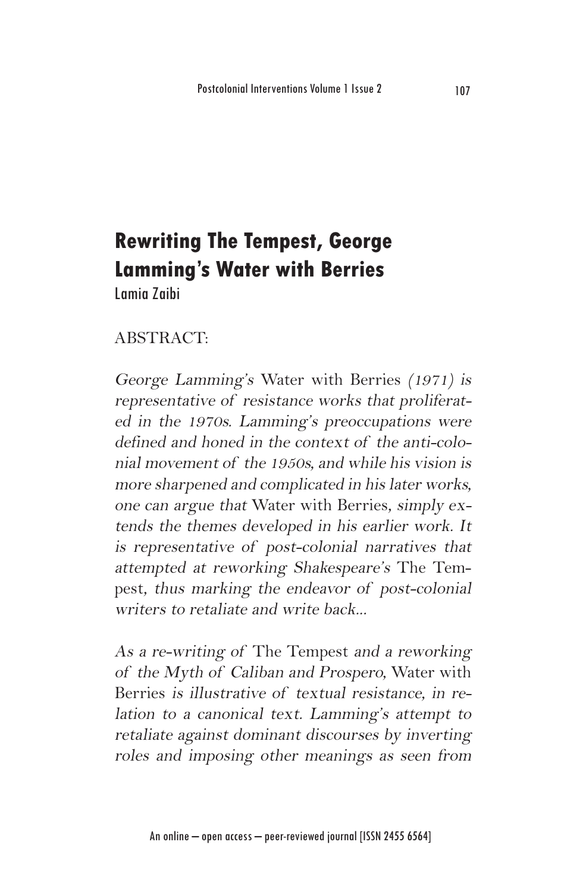# Rewriting The Tempest, George Lamming's Water with Berries

Lamia Zaibi

ABSTRACT:

*George Lamming's* Water with Berries *(1971) is representative of resistance works that proliferated in the 1970s. Lamming's preoccupations were defined and honed in the context of the anti-colonial movement of the 1950s, and while his vision is more sharpened and complicated in his later works, one can argue that* Water with Berries, *simply extends the themes developed in his earlier work. It is representative of post-colonial narratives that attempted at reworking Shakespeare's* The Tempest, *thus marking the endeavor of post-colonial writers to retaliate and write back...*

*As a re-writing of* The Tempest *and a reworking of the Myth of Caliban and Prospero,* Water with Berries *is illustrative of textual resistance, in relation to a canonical text. Lamming's attempt to retaliate against dominant discourses by inverting roles and imposing other meanings as seen from*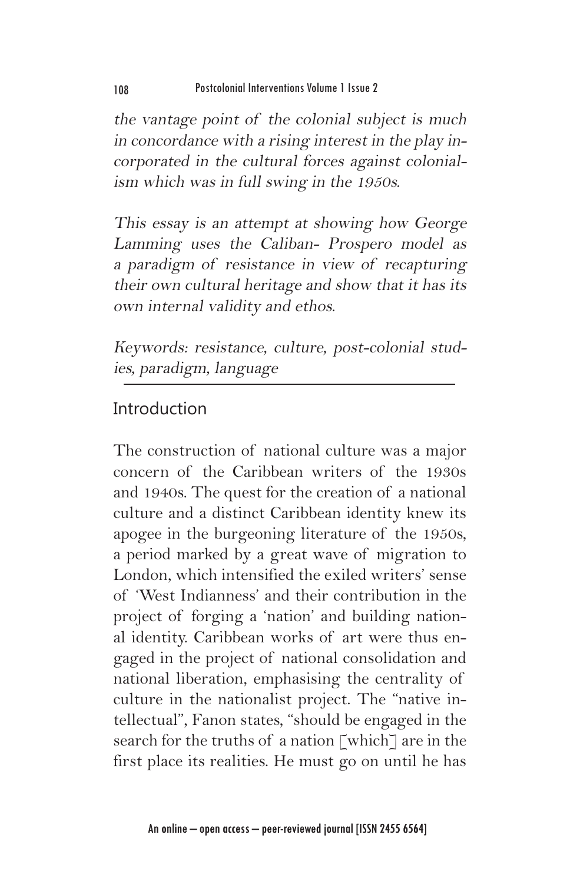*the vantage point of the colonial subject is much in concordance with a rising interest in the play incorporated in the cultural forces against colonialism which was in full swing in the 1950s.*

*This essay is an attempt at showing how George Lamming uses the Caliban- Prospero model as a paradigm of resistance in view of recapturing their own cultural heritage and show that it has its own internal validity and ethos.*

*Keywords: resistance, culture, post-colonial studies, paradigm, language*

## Introduction

The construction of national culture was a major concern of the Caribbean writers of the 1930s and 1940s. The quest for the creation of a national culture and a distinct Caribbean identity knew its apogee in the burgeoning literature of the 1950s, a period marked by a great wave of migration to London, which intensified the exiled writers' sense of 'West Indianness' and their contribution in the project of forging a 'nation' and building national identity. Caribbean works of art were thus engaged in the project of national consolidation and national liberation, emphasising the centrality of culture in the nationalist project. The "native intellectual", Fanon states, "should be engaged in the search for the truths of a nation [which] are in the first place its realities. He must go on until he has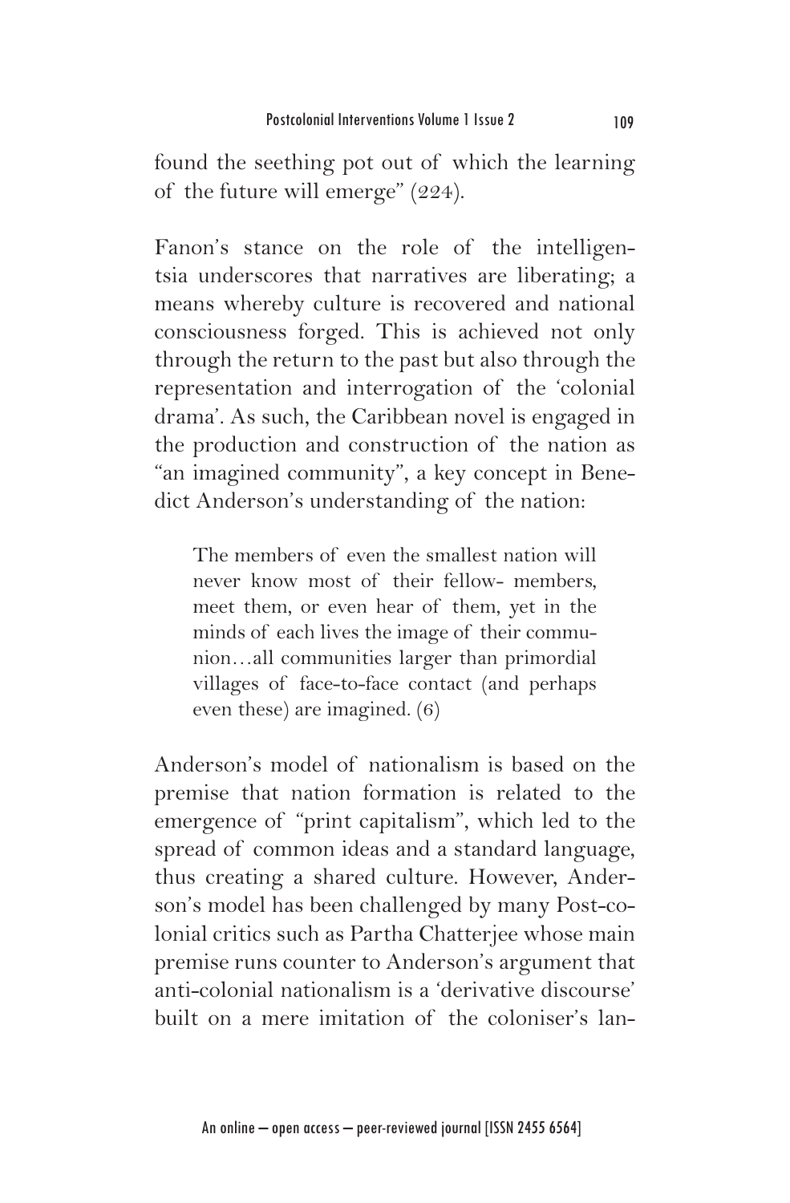found the seething pot out of which the learning of the future will emerge" (224).

Fanon's stance on the role of the intelligentsia underscores that narratives are liberating; a means whereby culture is recovered and national consciousness forged. This is achieved not only through the return to the past but also through the representation and interrogation of the 'colonial drama'. As such, the Caribbean novel is engaged in the production and construction of the nation as "an imagined community", a key concept in Benedict Anderson's understanding of the nation:

> The members of even the smallest nation will never know most of their fellow- members, meet them, or even hear of them, yet in the minds of each lives the image of their communion…all communities larger than primordial villages of face-to-face contact (and perhaps even these) are imagined. (6)

Anderson's model of nationalism is based on the premise that nation formation is related to the emergence of "print capitalism", which led to the spread of common ideas and a standard language, thus creating a shared culture. However, Anderson's model has been challenged by many Post-colonial critics such as Partha Chatterjee whose main premise runs counter to Anderson's argument that anti-colonial nationalism is a 'derivative discourse' built on a mere imitation of the coloniser's lan-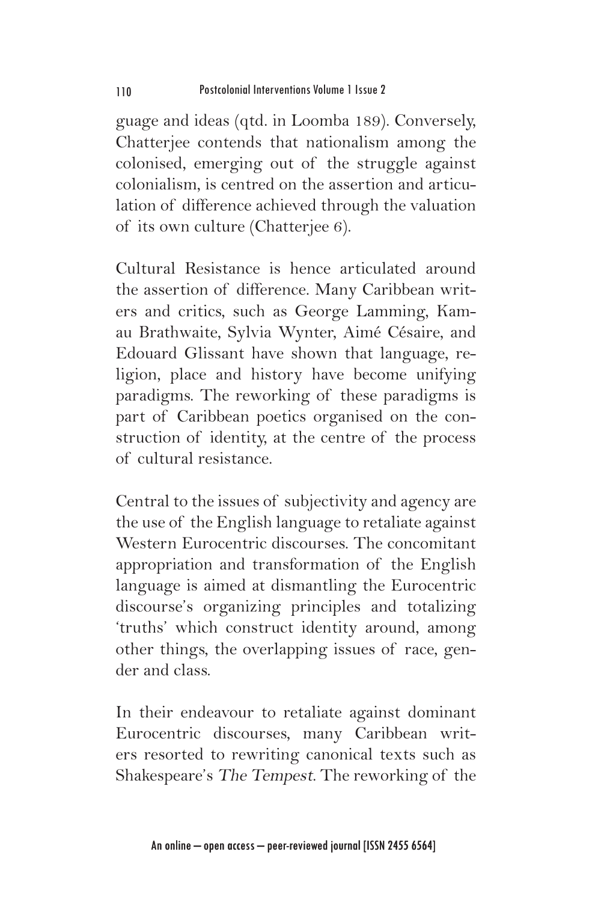guage and ideas (qtd. in Loomba 189). Conversely, Chatterjee contends that nationalism among the colonised, emerging out of the struggle against colonialism, is centred on the assertion and articulation of difference achieved through the valuation of its own culture (Chatterjee 6).

Cultural Resistance is hence articulated around the assertion of difference. Many Caribbean writers and critics, such as George Lamming, Kamau Brathwaite, Sylvia Wynter, Aimé Césaire, and Edouard Glissant have shown that language, religion, place and history have become unifying paradigms. The reworking of these paradigms is part of Caribbean poetics organised on the construction of identity, at the centre of the process of cultural resistance.

Central to the issues of subjectivity and agency are the use of the English language to retaliate against Western Eurocentric discourses. The concomitant appropriation and transformation of the English language is aimed at dismantling the Eurocentric discourse's organizing principles and totalizing 'truths' which construct identity around, among other things, the overlapping issues of race, gender and class.

In their endeavour to retaliate against dominant Eurocentric discourses, many Caribbean writers resorted to rewriting canonical texts such as Shakespeare's *The Tempest*. The reworking of the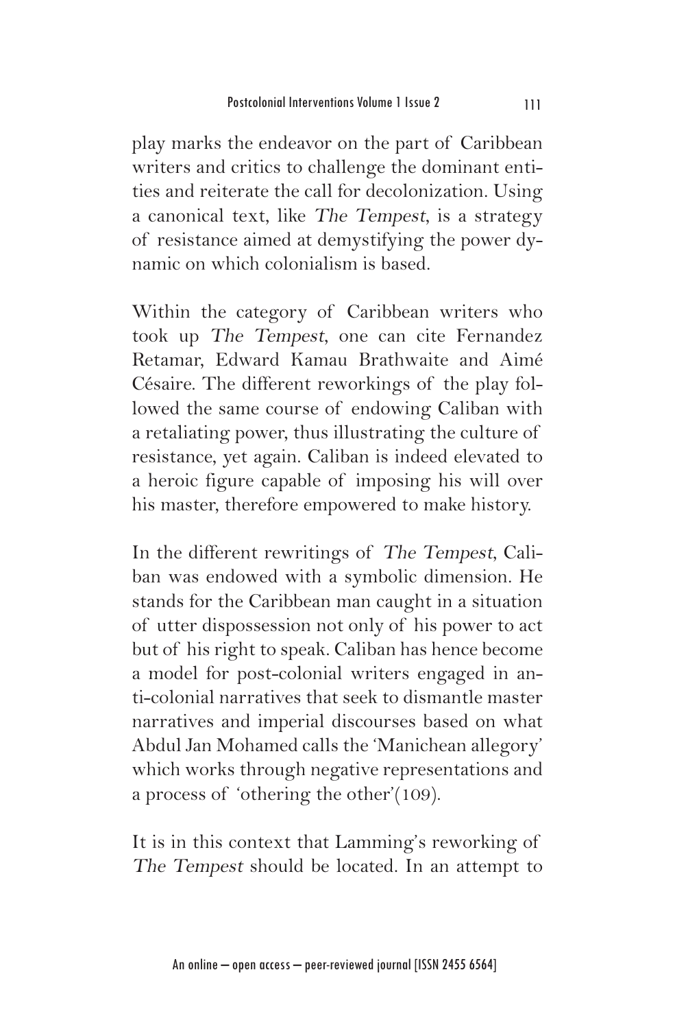play marks the endeavor on the part of Caribbean writers and critics to challenge the dominant entities and reiterate the call for decolonization. Using a canonical text, like *The Tempest*, is a strategy of resistance aimed at demystifying the power dynamic on which colonialism is based.

Within the category of Caribbean writers who took up *The Tempest*, one can cite Fernandez Retamar, Edward Kamau Brathwaite and Aimé Césaire. The different reworkings of the play followed the same course of endowing Caliban with a retaliating power, thus illustrating the culture of resistance, yet again. Caliban is indeed elevated to a heroic figure capable of imposing his will over his master, therefore empowered to make history.

In the different rewritings of *The Tempest*, Caliban was endowed with a symbolic dimension. He stands for the Caribbean man caught in a situation of utter dispossession not only of his power to act but of his right to speak. Caliban has hence become a model for post-colonial writers engaged in anti-colonial narratives that seek to dismantle master narratives and imperial discourses based on what Abdul Jan Mohamed calls the 'Manichean allegory' which works through negative representations and a process of 'othering the other'(109).

It is in this context that Lamming's reworking of *The Tempest* should be located. In an attempt to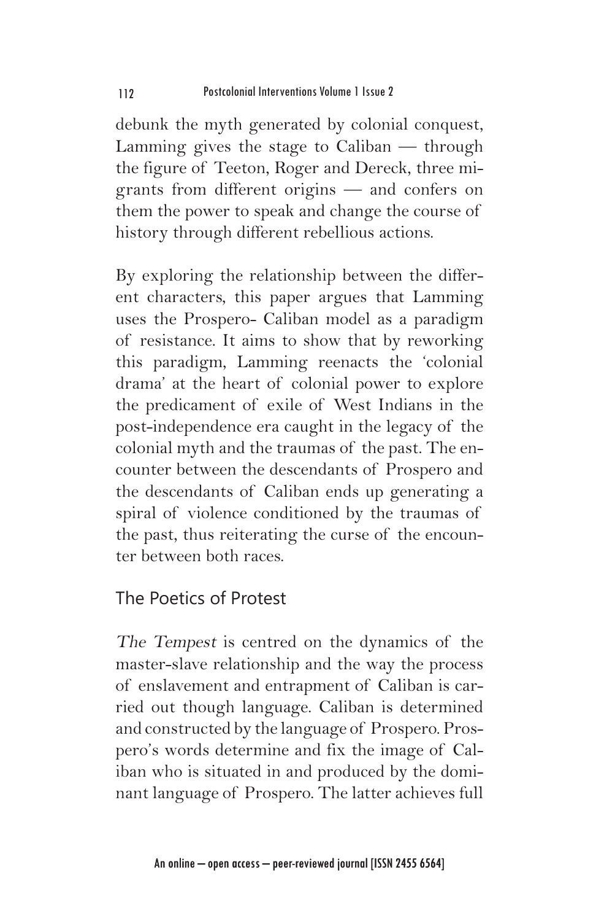debunk the myth generated by colonial conquest, Lamming gives the stage to Caliban — through the figure of Teeton, Roger and Dereck, three migrants from different origins — and confers on them the power to speak and change the course of history through different rebellious actions.

By exploring the relationship between the different characters, this paper argues that Lamming uses the Prospero- Caliban model as a paradigm of resistance. It aims to show that by reworking this paradigm, Lamming reenacts the 'colonial drama' at the heart of colonial power to explore the predicament of exile of West Indians in the post-independence era caught in the legacy of the colonial myth and the traumas of the past. The encounter between the descendants of Prospero and the descendants of Caliban ends up generating a spiral of violence conditioned by the traumas of the past, thus reiterating the curse of the encounter between both races.

## The Poetics of Protest

*The Tempest* is centred on the dynamics of the master-slave relationship and the way the process of enslavement and entrapment of Caliban is carried out though language. Caliban is determined and constructed by the language of Prospero. Prospero's words determine and fix the image of Caliban who is situated in and produced by the dominant language of Prospero. The latter achieves full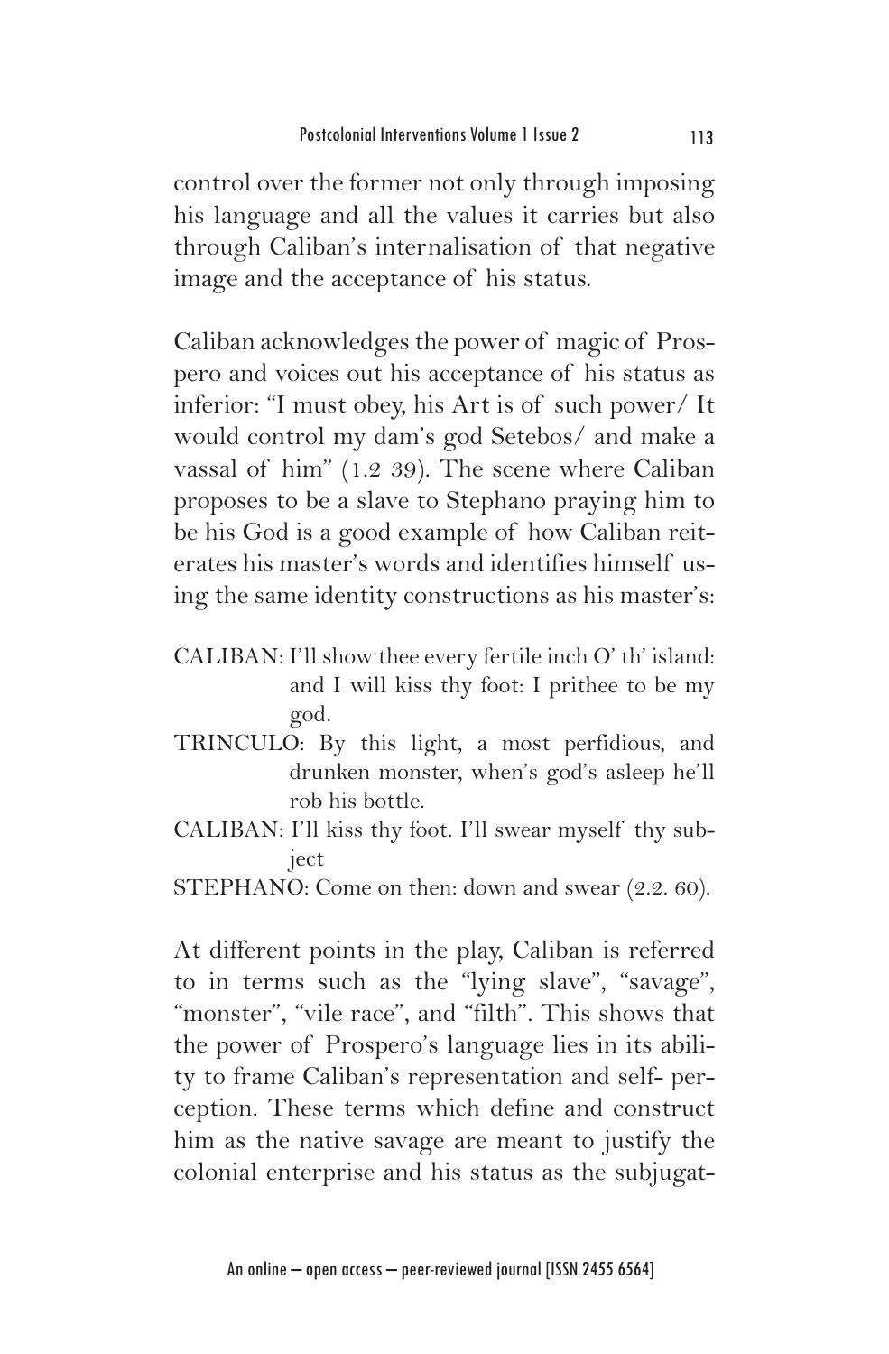control over the former not only through imposing his language and all the values it carries but also through Caliban's internalisation of that negative image and the acceptance of his status.

Caliban acknowledges the power of magic of Prospero and voices out his acceptance of his status as inferior: "I must obey, his Art is of such power/ It would control my dam's god Setebos/ and make a vassal of him" (1.2 39). The scene where Caliban proposes to be a slave to Stephano praying him to be his God is a good example of how Caliban reiterates his master's words and identifies himself using the same identity constructions as his master's:

CALIBAN: I'll show thee every fertile inch O' th' island: and I will kiss thy foot: I prithee to be my god.

TRINCULO: By this light, a most perfidious, and drunken monster, when's god's asleep he'll rob his bottle.

CALIBAN: I'll kiss thy foot. I'll swear myself thy subject

STEPHANO: Come on then: down and swear (2.2. 60).

At different points in the play, Caliban is referred to in terms such as the "lying slave", "savage", "monster", "vile race", and "filth". This shows that the power of Prospero's language lies in its ability to frame Caliban's representation and self- perception. These terms which define and construct him as the native savage are meant to justify the colonial enterprise and his status as the subjugat-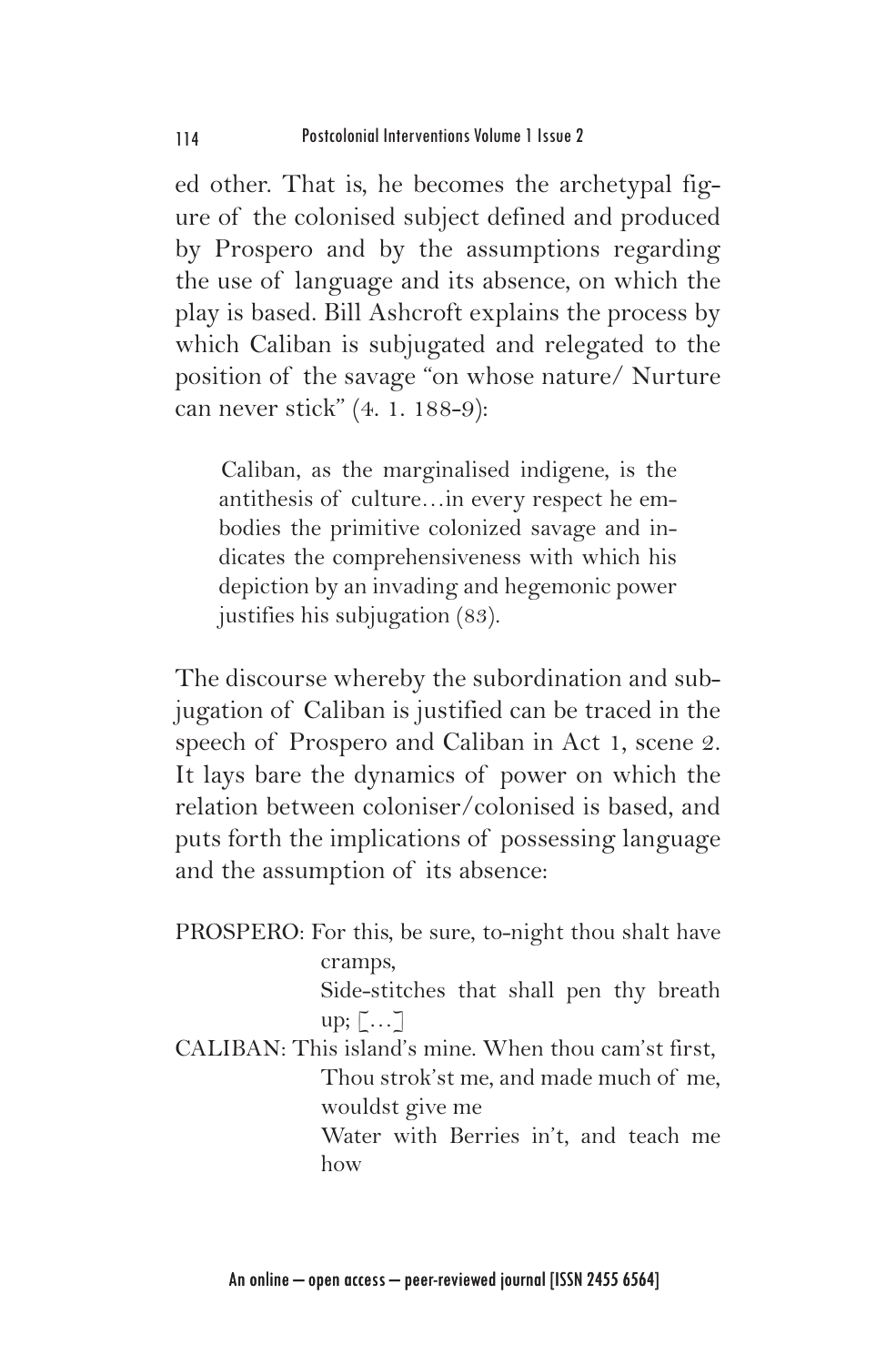ed other. That is, he becomes the archetypal figure of the colonised subject defined and produced by Prospero and by the assumptions regarding the use of language and its absence, on which the play is based. Bill Ashcroft explains the process by which Caliban is subjugated and relegated to the position of the savage "on whose nature/ Nurture can never stick" (4. 1. 188-9):

> Caliban, as the marginalised indigene, is the antithesis of culture…in every respect he embodies the primitive colonized savage and indicates the comprehensiveness with which his depiction by an invading and hegemonic power justifies his subjugation (83).

The discourse whereby the subordination and subjugation of Caliban is justified can be traced in the speech of Prospero and Caliban in Act 1, scene 2. It lays bare the dynamics of power on which the relation between coloniser/colonised is based, and puts forth the implications of possessing language and the assumption of its absence:

PROSPERO: For this, be sure, to-night thou shalt have cramps,
Side-stitches that shall pen thy breath up; […]

CALIBAN: This island's mine. When thou cam'st first,
Thou strok'st me, and made much of me, wouldst give me
Water with Berries in't, and teach me how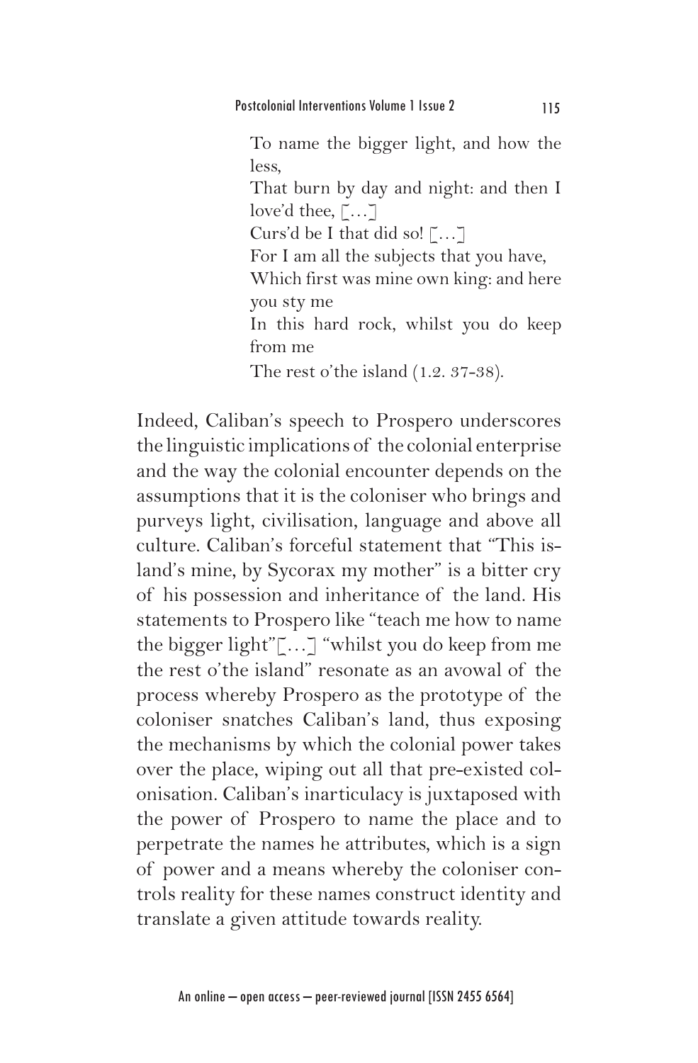> To name the bigger light, and how the less,
> That burn by day and night: and then I love'd thee, […]
> Curs'd be I that did so! […]
> For I am all the subjects that you have,
> Which first was mine own king: and here you sty me
> In this hard rock, whilst you do keep from me
> The rest o'the island (1.2. 37-38).

Indeed, Caliban's speech to Prospero underscores the linguistic implications of the colonial enterprise and the way the colonial encounter depends on the assumptions that it is the coloniser who brings and purveys light, civilisation, language and above all culture. Caliban's forceful statement that "This island's mine, by Sycorax my mother" is a bitter cry of his possession and inheritance of the land. His statements to Prospero like "teach me how to name the bigger light"[…] "whilst you do keep from me the rest o'the island" resonate as an avowal of the process whereby Prospero as the prototype of the coloniser snatches Caliban's land, thus exposing the mechanisms by which the colonial power takes over the place, wiping out all that pre-existed colonisation. Caliban's inarticulacy is juxtaposed with the power of Prospero to name the place and to perpetrate the names he attributes, which is a sign of power and a means whereby the coloniser controls reality for these names construct identity and translate a given attitude towards reality.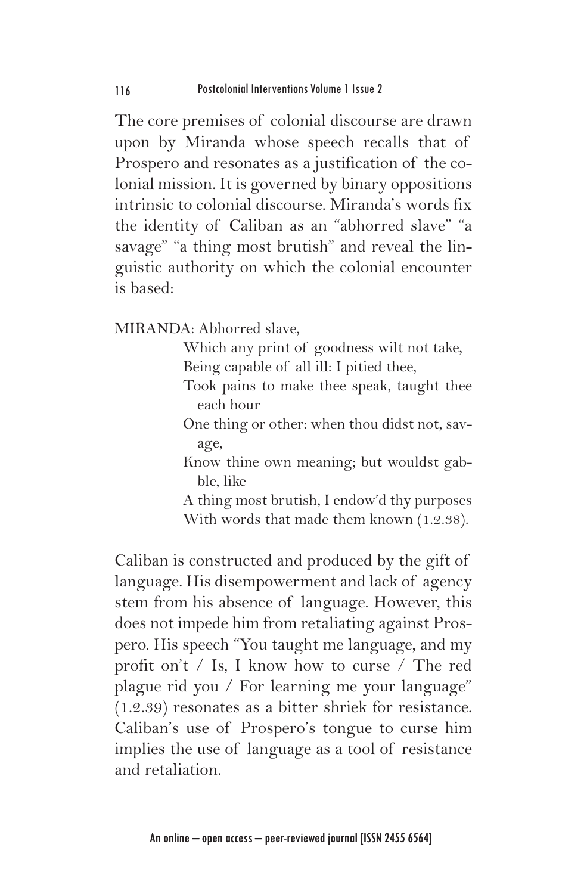The core premises of colonial discourse are drawn upon by Miranda whose speech recalls that of Prospero and resonates as a justification of the colonial mission. It is governed by binary oppositions intrinsic to colonial discourse. Miranda's words fix the identity of Caliban as an "abhorred slave" "a savage" "a thing most brutish" and reveal the linguistic authority on which the colonial encounter is based:

MIRANDA: Abhorred slave,
Which any print of goodness wilt not take,
Being capable of all ill: I pitied thee,
Took pains to make thee speak, taught thee each hour
One thing or other: when thou didst not, savage,
Know thine own meaning; but wouldst gabble, like
A thing most brutish, I endow'd thy purposes
With words that made them known (1.2.38).

Caliban is constructed and produced by the gift of language. His disempowerment and lack of agency stem from his absence of language. However, this does not impede him from retaliating against Prospero. His speech "You taught me language, and my profit on't / Is, I know how to curse / The red plague rid you / For learning me your language" (1.2.39) resonates as a bitter shriek for resistance. Caliban's use of Prospero's tongue to curse him implies the use of language as a tool of resistance and retaliation.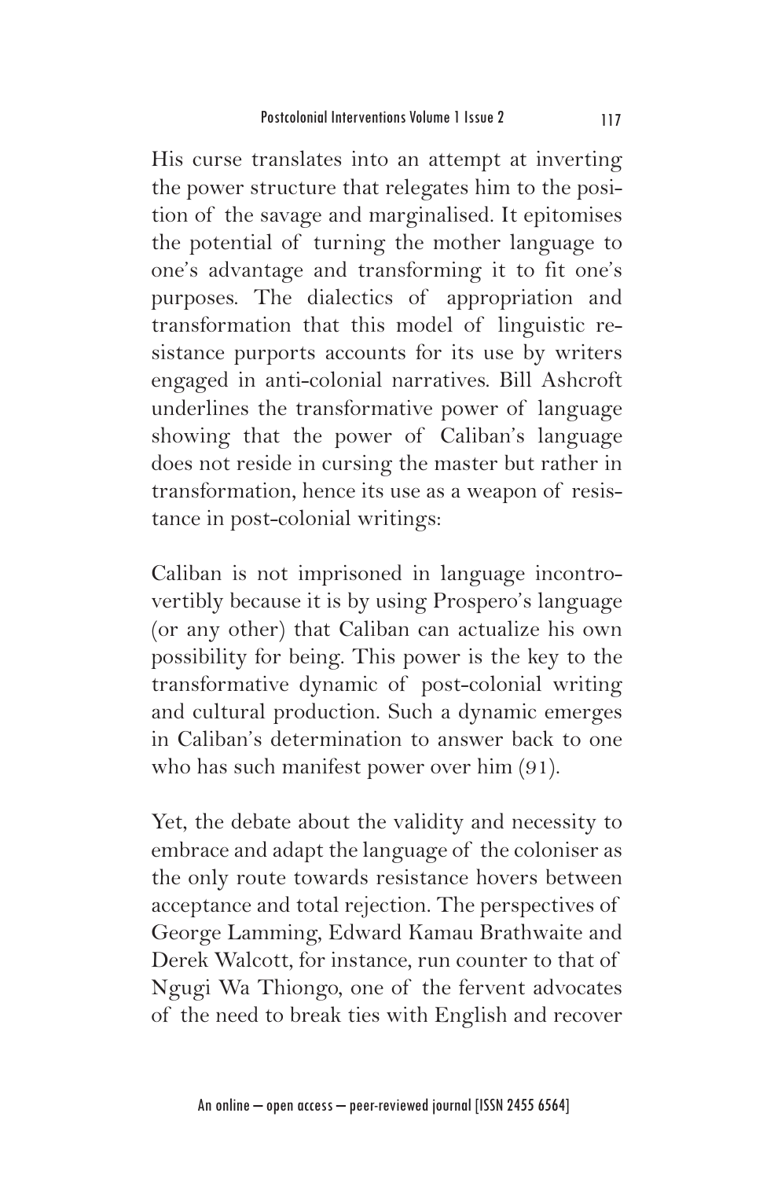His curse translates into an attempt at inverting the power structure that relegates him to the position of the savage and marginalised. It epitomises the potential of turning the mother language to one's advantage and transforming it to fit one's purposes. The dialectics of appropriation and transformation that this model of linguistic resistance purports accounts for its use by writers engaged in anti-colonial narratives. Bill Ashcroft underlines the transformative power of language showing that the power of Caliban's language does not reside in cursing the master but rather in transformation, hence its use as a weapon of resistance in post-colonial writings:

Caliban is not imprisoned in language incontrovertibly because it is by using Prospero's language (or any other) that Caliban can actualize his own possibility for being. This power is the key to the transformative dynamic of post-colonial writing and cultural production. Such a dynamic emerges in Caliban's determination to answer back to one who has such manifest power over him (91).

Yet, the debate about the validity and necessity to embrace and adapt the language of the coloniser as the only route towards resistance hovers between acceptance and total rejection. The perspectives of George Lamming, Edward Kamau Brathwaite and Derek Walcott, for instance, run counter to that of Ngugi Wa Thiongo, one of the fervent advocates of the need to break ties with English and recover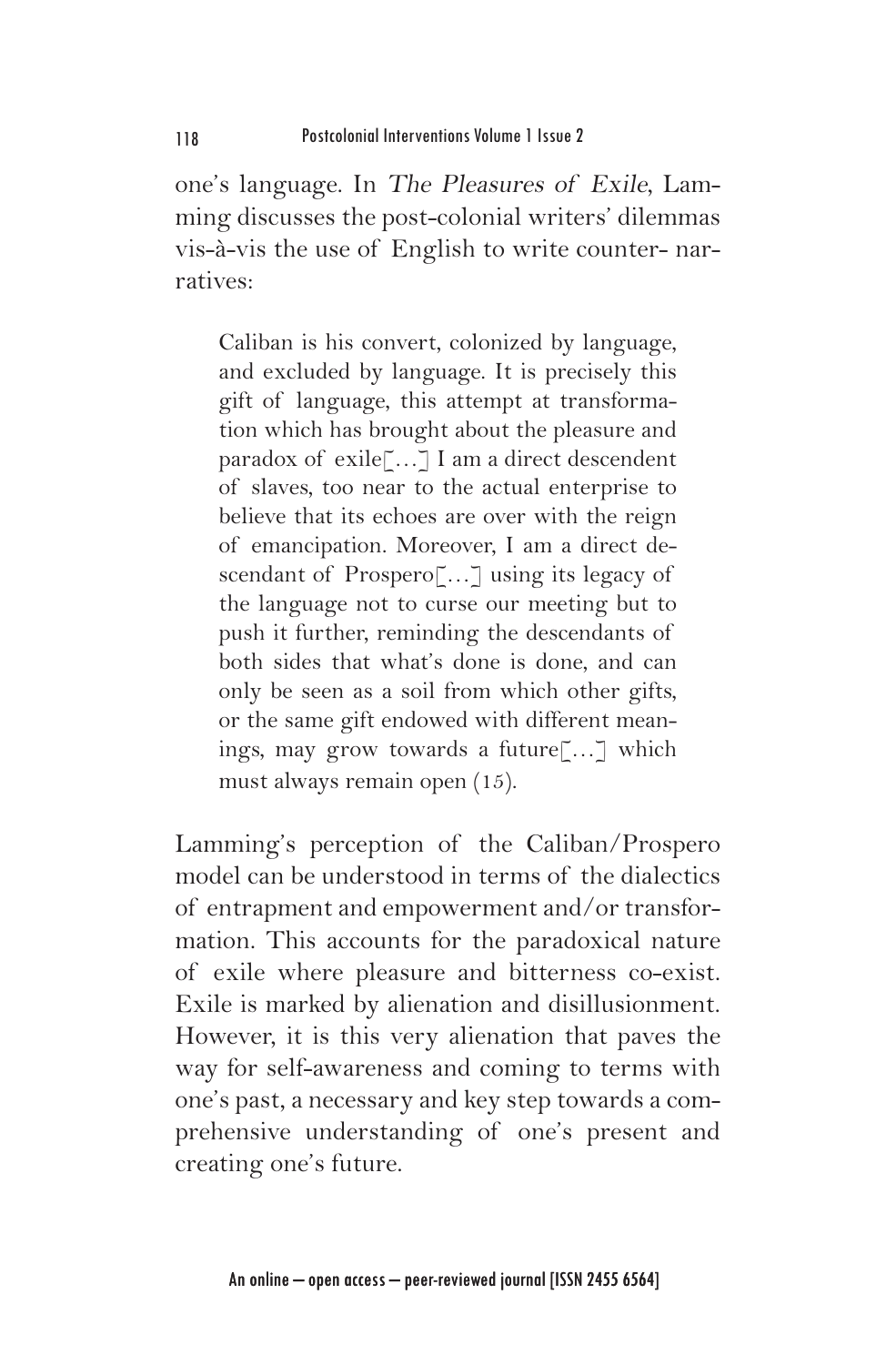one's language. In *The Pleasures of Exile*, Lamming discusses the post-colonial writers' dilemmas vis-à-vis the use of English to write counter- narratives:

> Caliban is his convert, colonized by language, and excluded by language. It is precisely this gift of language, this attempt at transformation which has brought about the pleasure and paradox of exile[…] I am a direct descendent of slaves, too near to the actual enterprise to believe that its echoes are over with the reign of emancipation. Moreover, I am a direct descendant of Prospero[…] using its legacy of the language not to curse our meeting but to push it further, reminding the descendants of both sides that what's done is done, and can only be seen as a soil from which other gifts, or the same gift endowed with different meanings, may grow towards a future[…] which must always remain open (15).

Lamming's perception of the Caliban/Prospero model can be understood in terms of the dialectics of entrapment and empowerment and/or transformation. This accounts for the paradoxical nature of exile where pleasure and bitterness co-exist. Exile is marked by alienation and disillusionment. However, it is this very alienation that paves the way for self-awareness and coming to terms with one's past, a necessary and key step towards a comprehensive understanding of one's present and creating one's future.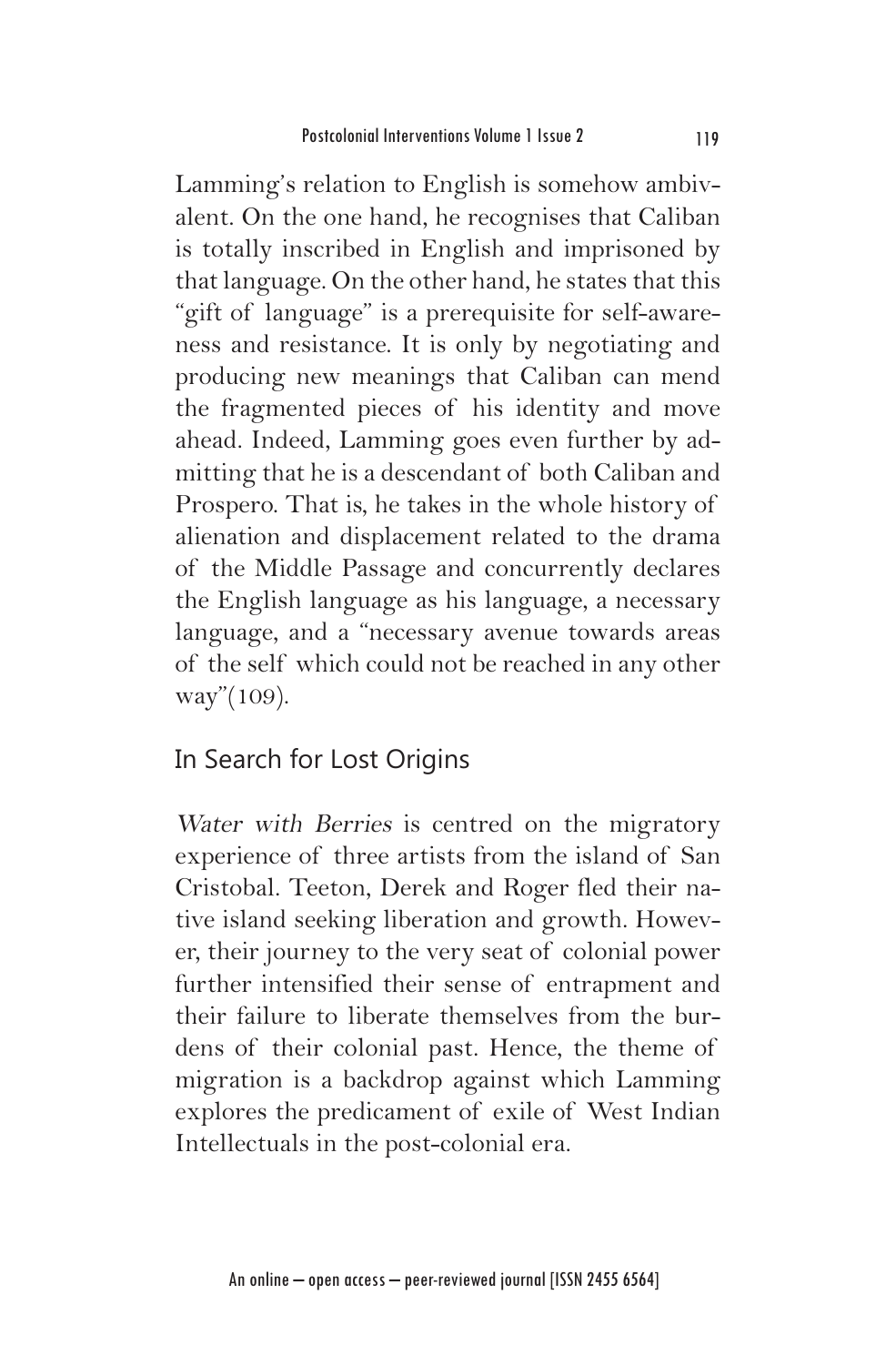Lamming's relation to English is somehow ambivalent. On the one hand, he recognises that Caliban is totally inscribed in English and imprisoned by that language. On the other hand, he states that this "gift of language" is a prerequisite for self-awareness and resistance. It is only by negotiating and producing new meanings that Caliban can mend the fragmented pieces of his identity and move ahead. Indeed, Lamming goes even further by admitting that he is a descendant of both Caliban and Prospero. That is, he takes in the whole history of alienation and displacement related to the drama of the Middle Passage and concurrently declares the English language as his language, a necessary language, and a "necessary avenue towards areas of the self which could not be reached in any other way"(109).

## In Search for Lost Origins

*Water with Berries* is centred on the migratory experience of three artists from the island of San Cristobal. Teeton, Derek and Roger fled their native island seeking liberation and growth. However, their journey to the very seat of colonial power further intensified their sense of entrapment and their failure to liberate themselves from the burdens of their colonial past. Hence, the theme of migration is a backdrop against which Lamming explores the predicament of exile of West Indian Intellectuals in the post-colonial era.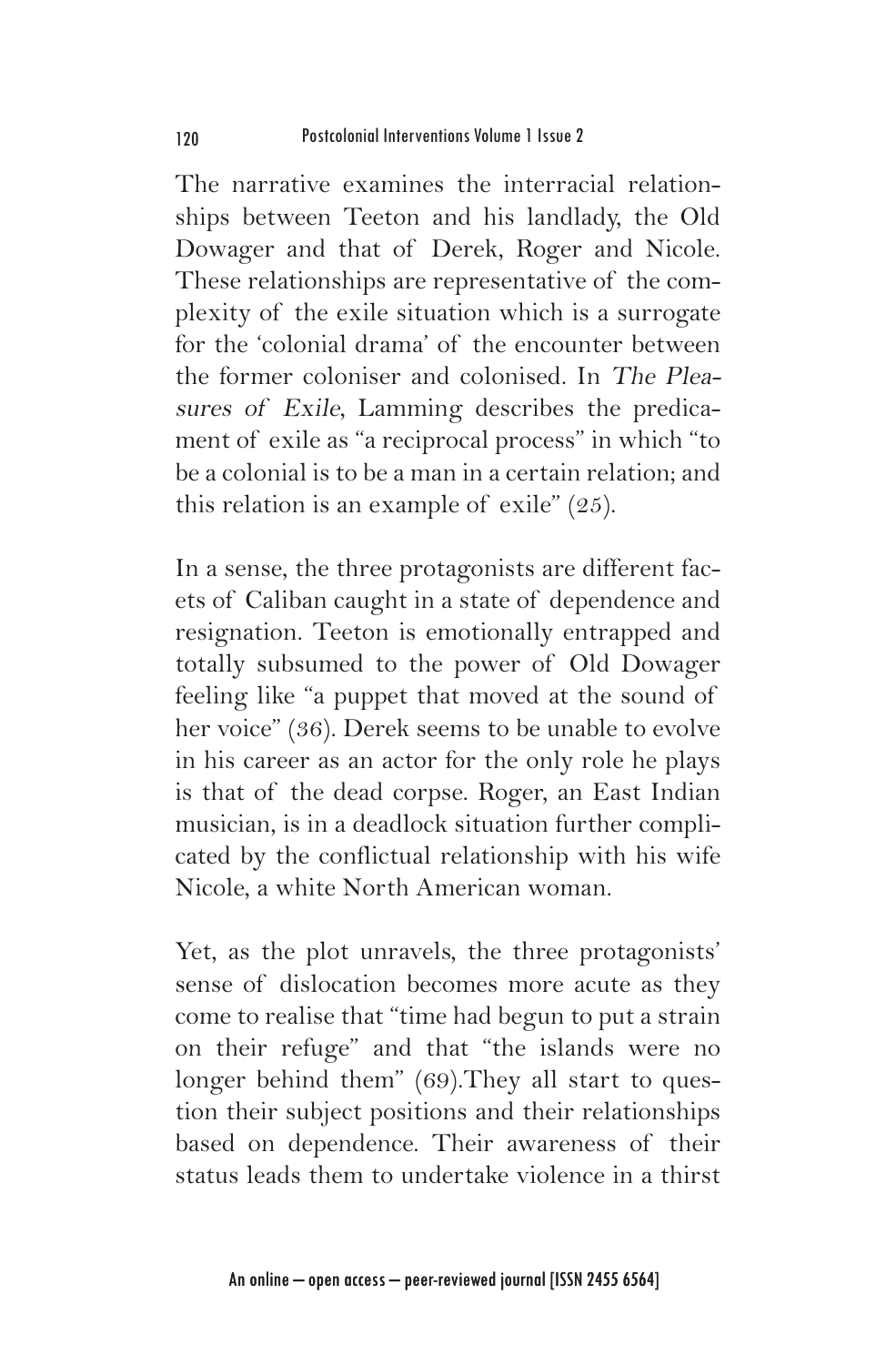The narrative examines the interracial relationships between Teeton and his landlady, the Old Dowager and that of Derek, Roger and Nicole. These relationships are representative of the complexity of the exile situation which is a surrogate for the 'colonial drama' of the encounter between the former coloniser and colonised. In *The Pleasures of Exile*, Lamming describes the predicament of exile as "a reciprocal process" in which "to be a colonial is to be a man in a certain relation; and this relation is an example of exile" (25).

In a sense, the three protagonists are different facets of Caliban caught in a state of dependence and resignation. Teeton is emotionally entrapped and totally subsumed to the power of Old Dowager feeling like "a puppet that moved at the sound of her voice" (36). Derek seems to be unable to evolve in his career as an actor for the only role he plays is that of the dead corpse. Roger, an East Indian musician, is in a deadlock situation further complicated by the conflictual relationship with his wife Nicole, a white North American woman.

Yet, as the plot unravels, the three protagonists' sense of dislocation becomes more acute as they come to realise that "time had begun to put a strain on their refuge" and that "the islands were no longer behind them" (69).They all start to question their subject positions and their relationships based on dependence. Their awareness of their status leads them to undertake violence in a thirst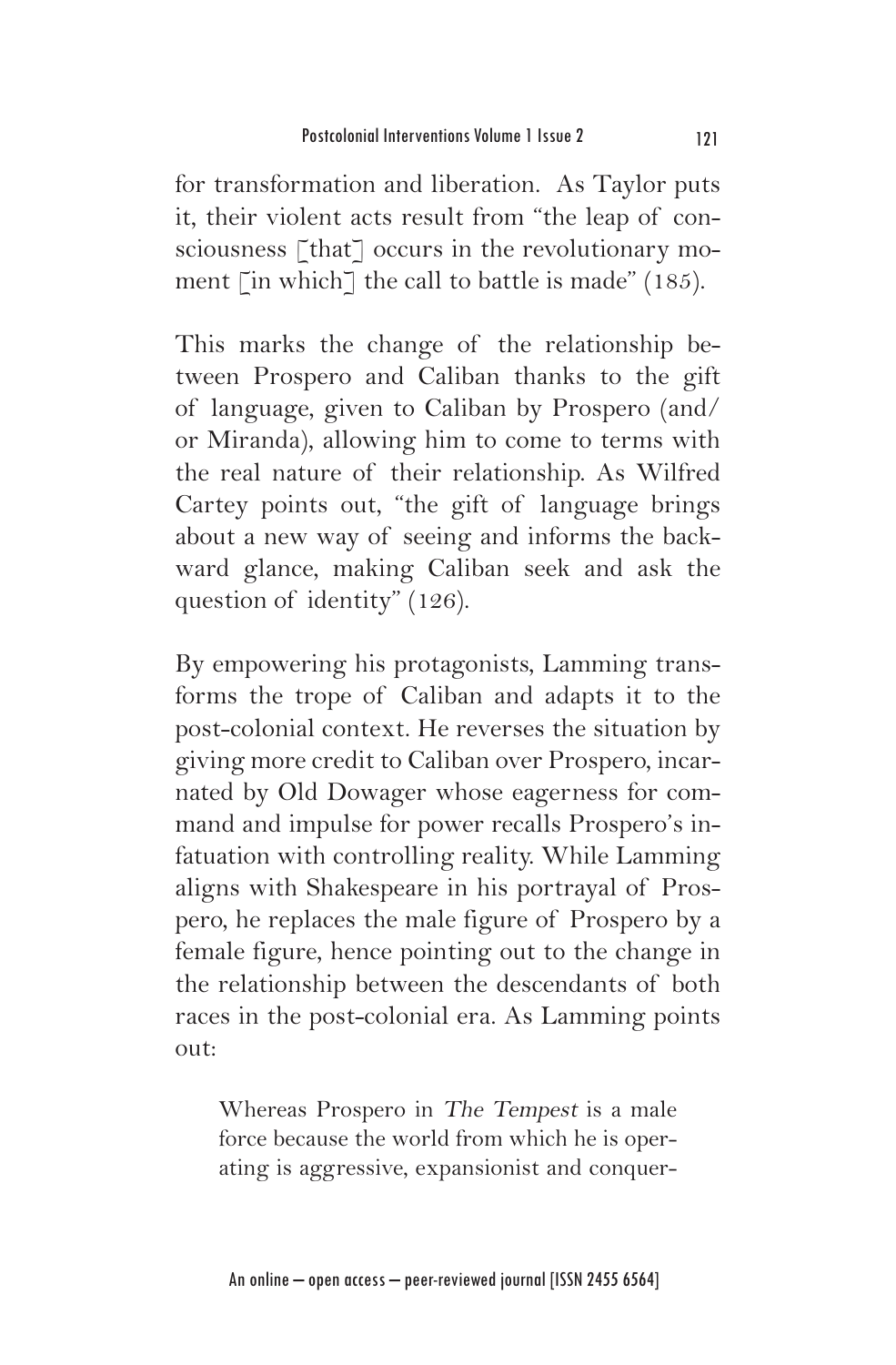for transformation and liberation. As Taylor puts it, their violent acts result from "the leap of consciousness [that] occurs in the revolutionary moment [in which] the call to battle is made" (185).

This marks the change of the relationship between Prospero and Caliban thanks to the gift of language, given to Caliban by Prospero (and/or Miranda), allowing him to come to terms with the real nature of their relationship. As Wilfred Cartey points out, "the gift of language brings about a new way of seeing and informs the backward glance, making Caliban seek and ask the question of identity" (126).

By empowering his protagonists, Lamming transforms the trope of Caliban and adapts it to the post-colonial context. He reverses the situation by giving more credit to Caliban over Prospero, incarnated by Old Dowager whose eagerness for command and impulse for power recalls Prospero's infatuation with controlling reality. While Lamming aligns with Shakespeare in his portrayal of Prospero, he replaces the male figure of Prospero by a female figure, hence pointing out to the change in the relationship between the descendants of both races in the post-colonial era. As Lamming points out:

> Whereas Prospero in *The Tempest* is a male force because the world from which he is operating is aggressive, expansionist and conquer-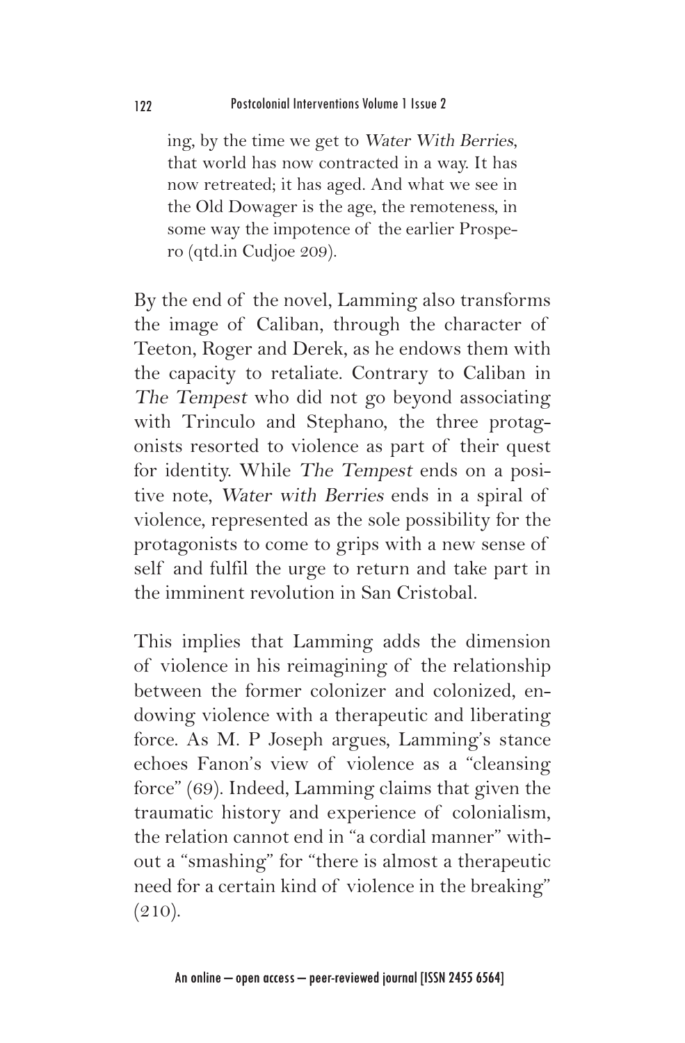> ing, by the time we get to *Water With Berries*, that world has now contracted in a way. It has now retreated; it has aged. And what we see in the Old Dowager is the age, the remoteness, in some way the impotence of the earlier Prospero (qtd.in Cudjoe 209).

By the end of the novel, Lamming also transforms the image of Caliban, through the character of Teeton, Roger and Derek, as he endows them with the capacity to retaliate. Contrary to Caliban in *The Tempest* who did not go beyond associating with Trinculo and Stephano, the three protagonists resorted to violence as part of their quest for identity. While *The Tempest* ends on a positive note, *Water with Berries* ends in a spiral of violence, represented as the sole possibility for the protagonists to come to grips with a new sense of self and fulfil the urge to return and take part in the imminent revolution in San Cristobal.

This implies that Lamming adds the dimension of violence in his reimagining of the relationship between the former colonizer and colonized, endowing violence with a therapeutic and liberating force. As M. P Joseph argues, Lamming's stance echoes Fanon's view of violence as a "cleansing force" (69). Indeed, Lamming claims that given the traumatic history and experience of colonialism, the relation cannot end in "a cordial manner" without a "smashing" for "there is almost a therapeutic need for a certain kind of violence in the breaking" (210).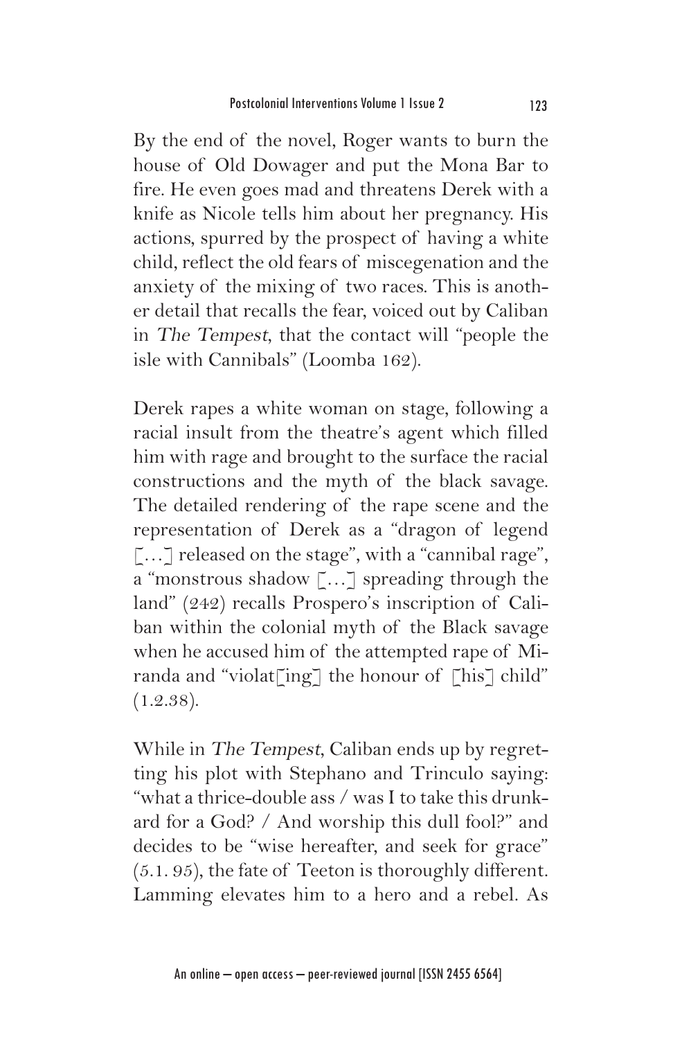By the end of the novel, Roger wants to burn the house of Old Dowager and put the Mona Bar to fire. He even goes mad and threatens Derek with a knife as Nicole tells him about her pregnancy. His actions, spurred by the prospect of having a white child, reflect the old fears of miscegenation and the anxiety of the mixing of two races. This is another detail that recalls the fear, voiced out by Caliban in *The Tempest*, that the contact will "people the isle with Cannibals" (Loomba 162).

Derek rapes a white woman on stage, following a racial insult from the theatre's agent which filled him with rage and brought to the surface the racial constructions and the myth of the black savage. The detailed rendering of the rape scene and the representation of Derek as a "dragon of legend [...] released on the stage", with a "cannibal rage", a "monstrous shadow [...] spreading through the land" (242) recalls Prospero's inscription of Caliban within the colonial myth of the Black savage when he accused him of the attempted rape of Miranda and "violat[ing] the honour of [his] child" (1.2.38).

While in *The Tempest*, Caliban ends up by regretting his plot with Stephano and Trinculo saying: "what a thrice-double ass / was I to take this drunkard for a God? / And worship this dull fool?" and decides to be "wise hereafter, and seek for grace" (5.1. 95), the fate of Teeton is thoroughly different. Lamming elevates him to a hero and a rebel. As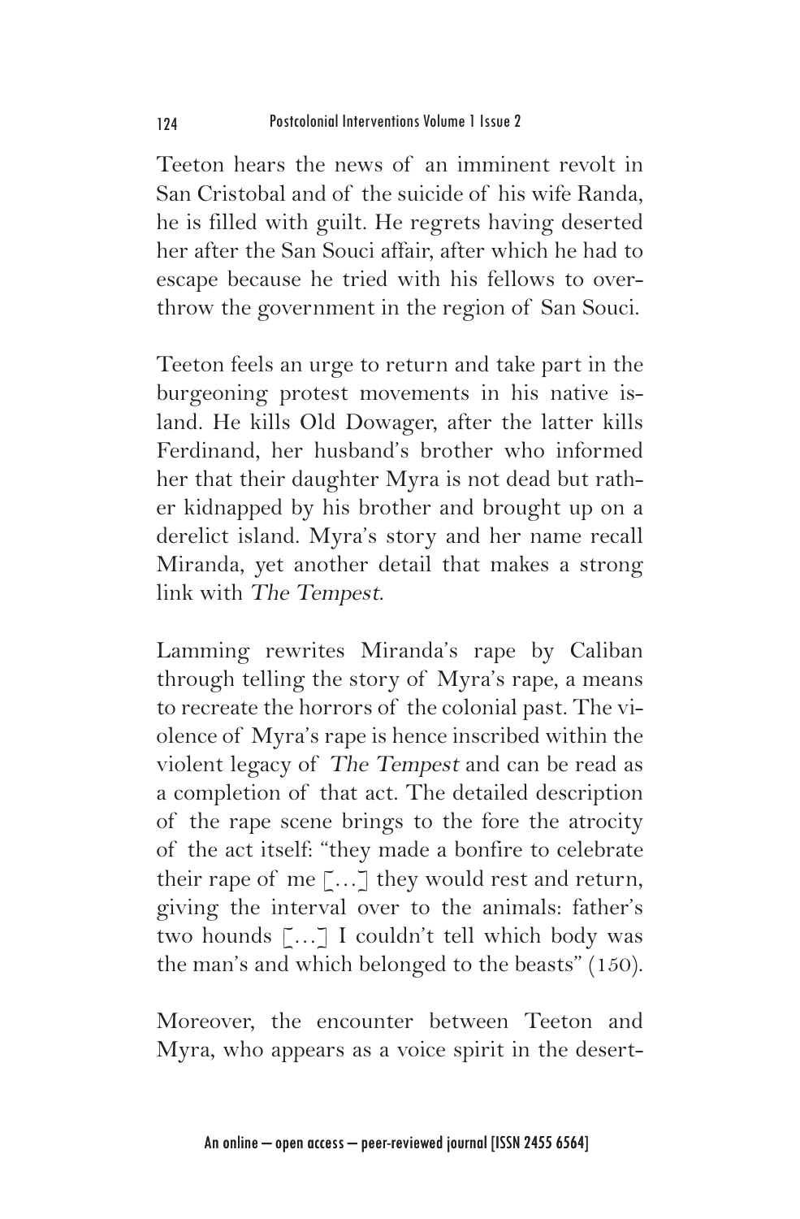Teeton hears the news of an imminent revolt in San Cristobal and of the suicide of his wife Randa, he is filled with guilt. He regrets having deserted her after the San Souci affair, after which he had to escape because he tried with his fellows to overthrow the government in the region of San Souci.

Teeton feels an urge to return and take part in the burgeoning protest movements in his native island. He kills Old Dowager, after the latter kills Ferdinand, her husband's brother who informed her that their daughter Myra is not dead but rather kidnapped by his brother and brought up on a derelict island. Myra's story and her name recall Miranda, yet another detail that makes a strong link with *The Tempest*.

Lamming rewrites Miranda's rape by Caliban through telling the story of Myra's rape, a means to recreate the horrors of the colonial past. The violence of Myra's rape is hence inscribed within the violent legacy of *The Tempest* and can be read as a completion of that act. The detailed description of the rape scene brings to the fore the atrocity of the act itself: "they made a bonfire to celebrate their rape of me […] they would rest and return, giving the interval over to the animals: father's two hounds […] I couldn't tell which body was the man's and which belonged to the beasts" (150).

Moreover, the encounter between Teeton and Myra, who appears as a voice spirit in the desert-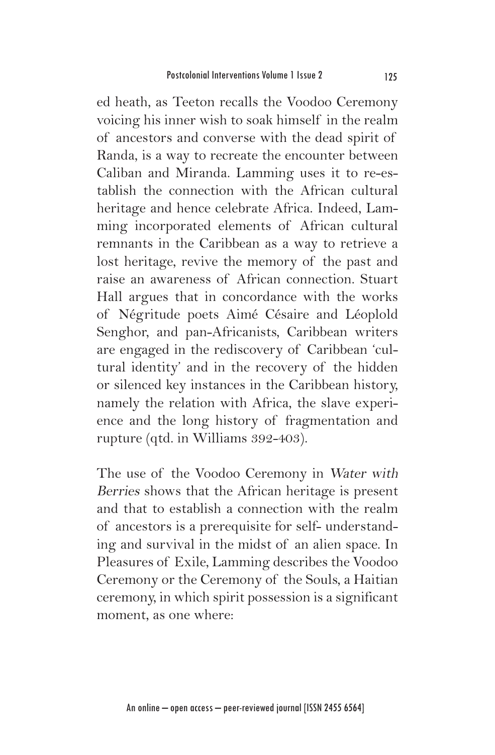ed heath, as Teeton recalls the Voodoo Ceremony voicing his inner wish to soak himself in the realm of ancestors and converse with the dead spirit of Randa, is a way to recreate the encounter between Caliban and Miranda. Lamming uses it to re-establish the connection with the African cultural heritage and hence celebrate Africa. Indeed, Lamming incorporated elements of African cultural remnants in the Caribbean as a way to retrieve a lost heritage, revive the memory of the past and raise an awareness of African connection. Stuart Hall argues that in concordance with the works of Négritude poets Aimé Césaire and Léoplold Senghor, and pan-Africanists, Caribbean writers are engaged in the rediscovery of Caribbean 'cultural identity' and in the recovery of the hidden or silenced key instances in the Caribbean history, namely the relation with Africa, the slave experience and the long history of fragmentation and rupture (qtd. in Williams 392-403).

The use of the Voodoo Ceremony in *Water with Berries* shows that the African heritage is present and that to establish a connection with the realm of ancestors is a prerequisite for self- understanding and survival in the midst of an alien space. In Pleasures of Exile, Lamming describes the Voodoo Ceremony or the Ceremony of the Souls, a Haitian ceremony, in which spirit possession is a significant moment, as one where: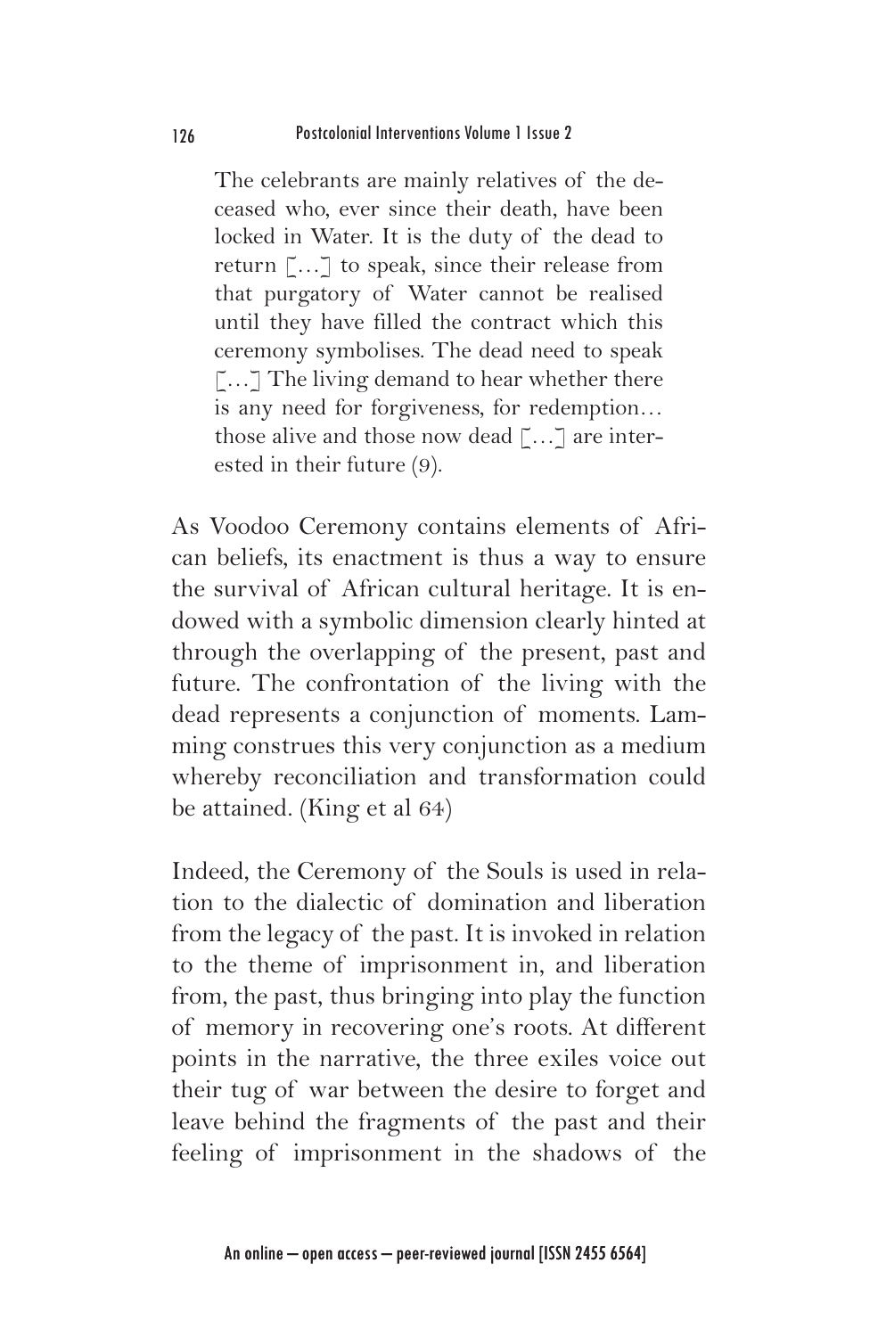> The celebrants are mainly relatives of the deceased who, ever since their death, have been locked in Water. It is the duty of the dead to return […] to speak, since their release from that purgatory of Water cannot be realised until they have filled the contract which this ceremony symbolises. The dead need to speak […] The living demand to hear whether there is any need for forgiveness, for redemption… those alive and those now dead […] are interested in their future (9).

As Voodoo Ceremony contains elements of African beliefs, its enactment is thus a way to ensure the survival of African cultural heritage. It is endowed with a symbolic dimension clearly hinted at through the overlapping of the present, past and future. The confrontation of the living with the dead represents a conjunction of moments. Lamming construes this very conjunction as a medium whereby reconciliation and transformation could be attained. (King et al 64)

Indeed, the Ceremony of the Souls is used in relation to the dialectic of domination and liberation from the legacy of the past. It is invoked in relation to the theme of imprisonment in, and liberation from, the past, thus bringing into play the function of memory in recovering one's roots. At different points in the narrative, the three exiles voice out their tug of war between the desire to forget and leave behind the fragments of the past and their feeling of imprisonment in the shadows of the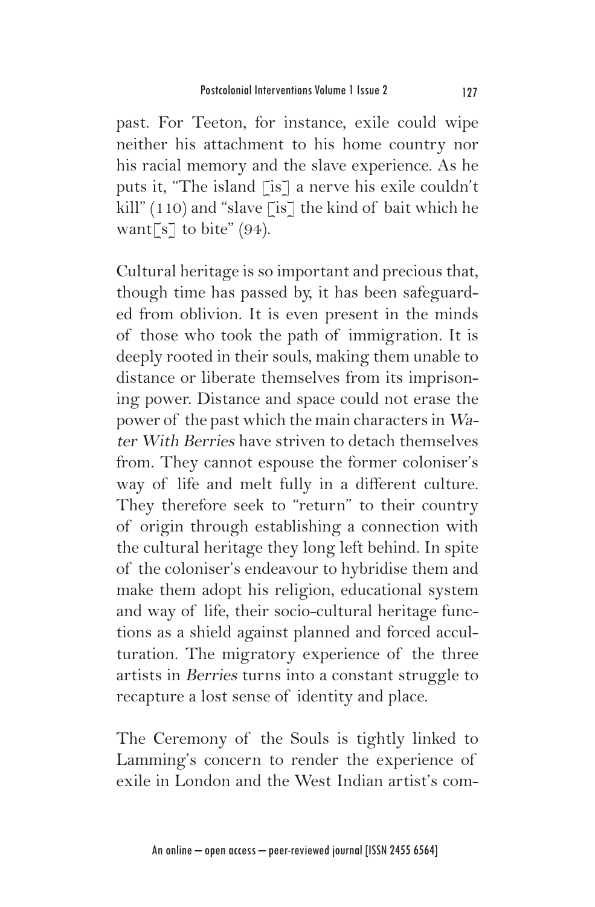past. For Teeton, for instance, exile could wipe neither his attachment to his home country nor his racial memory and the slave experience. As he puts it, "The island [is] a nerve his exile couldn't kill" (110) and "slave [is] the kind of bait which he want[s] to bite" (94).

Cultural heritage is so important and precious that, though time has passed by, it has been safeguarded from oblivion. It is even present in the minds of those who took the path of immigration. It is deeply rooted in their souls, making them unable to distance or liberate themselves from its imprisoning power. Distance and space could not erase the power of the past which the main characters in *Water With Berries* have striven to detach themselves from. They cannot espouse the former coloniser's way of life and melt fully in a different culture. They therefore seek to "return" to their country of origin through establishing a connection with the cultural heritage they long left behind. In spite of the coloniser's endeavour to hybridise them and make them adopt his religion, educational system and way of life, their socio-cultural heritage functions as a shield against planned and forced acculturation. The migratory experience of the three artists in *Berries* turns into a constant struggle to recapture a lost sense of identity and place.

The Ceremony of the Souls is tightly linked to Lamming's concern to render the experience of exile in London and the West Indian artist's com-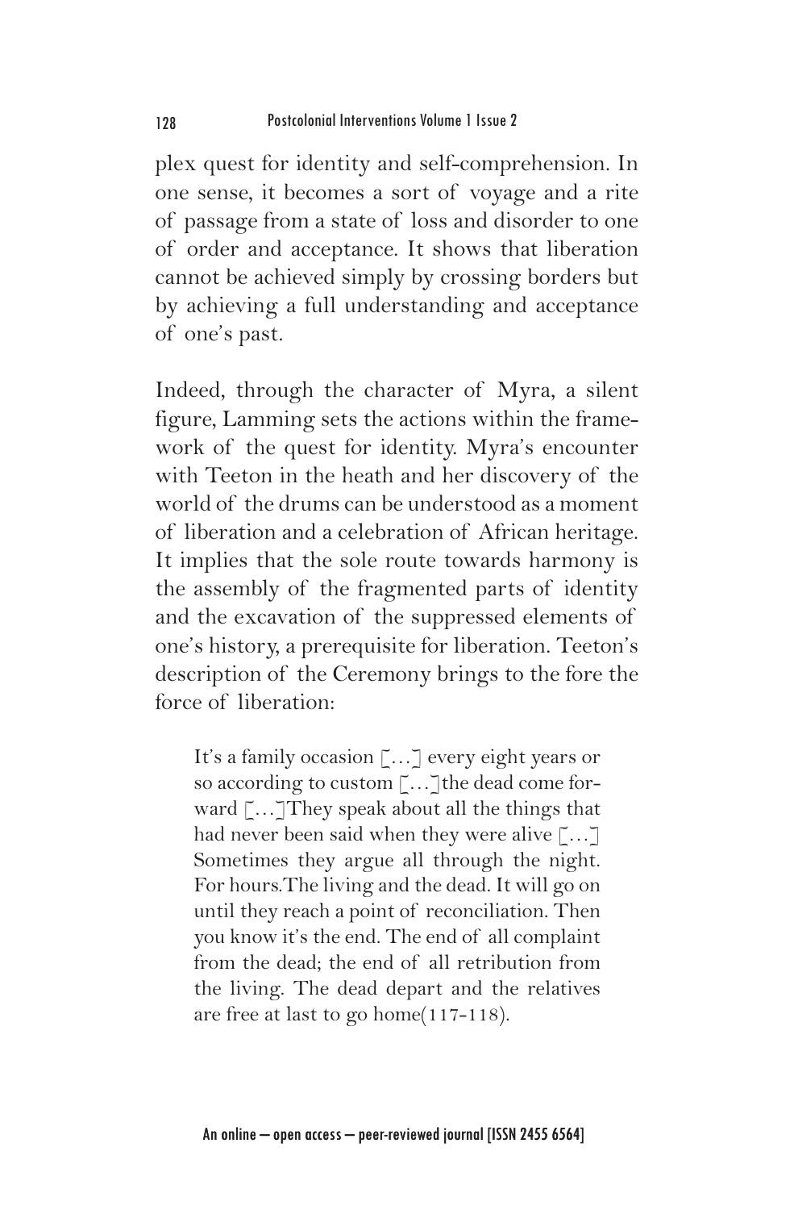plex quest for identity and self-comprehension. In one sense, it becomes a sort of voyage and a rite of passage from a state of loss and disorder to one of order and acceptance. It shows that liberation cannot be achieved simply by crossing borders but by achieving a full understanding and acceptance of one's past.

Indeed, through the character of Myra, a silent figure, Lamming sets the actions within the framework of the quest for identity. Myra's encounter with Teeton in the heath and her discovery of the world of the drums can be understood as a moment of liberation and a celebration of African heritage. It implies that the sole route towards harmony is the assembly of the fragmented parts of identity and the excavation of the suppressed elements of one's history, a prerequisite for liberation. Teeton's description of the Ceremony brings to the fore the force of liberation:

> It's a family occasion […] every eight years or so according to custom […]the dead come forward […]They speak about all the things that had never been said when they were alive […] Sometimes they argue all through the night. For hours.The living and the dead. It will go on until they reach a point of reconciliation. Then you know it's the end. The end of all complaint from the dead; the end of all retribution from the living. The dead depart and the relatives are free at last to go home(117-118).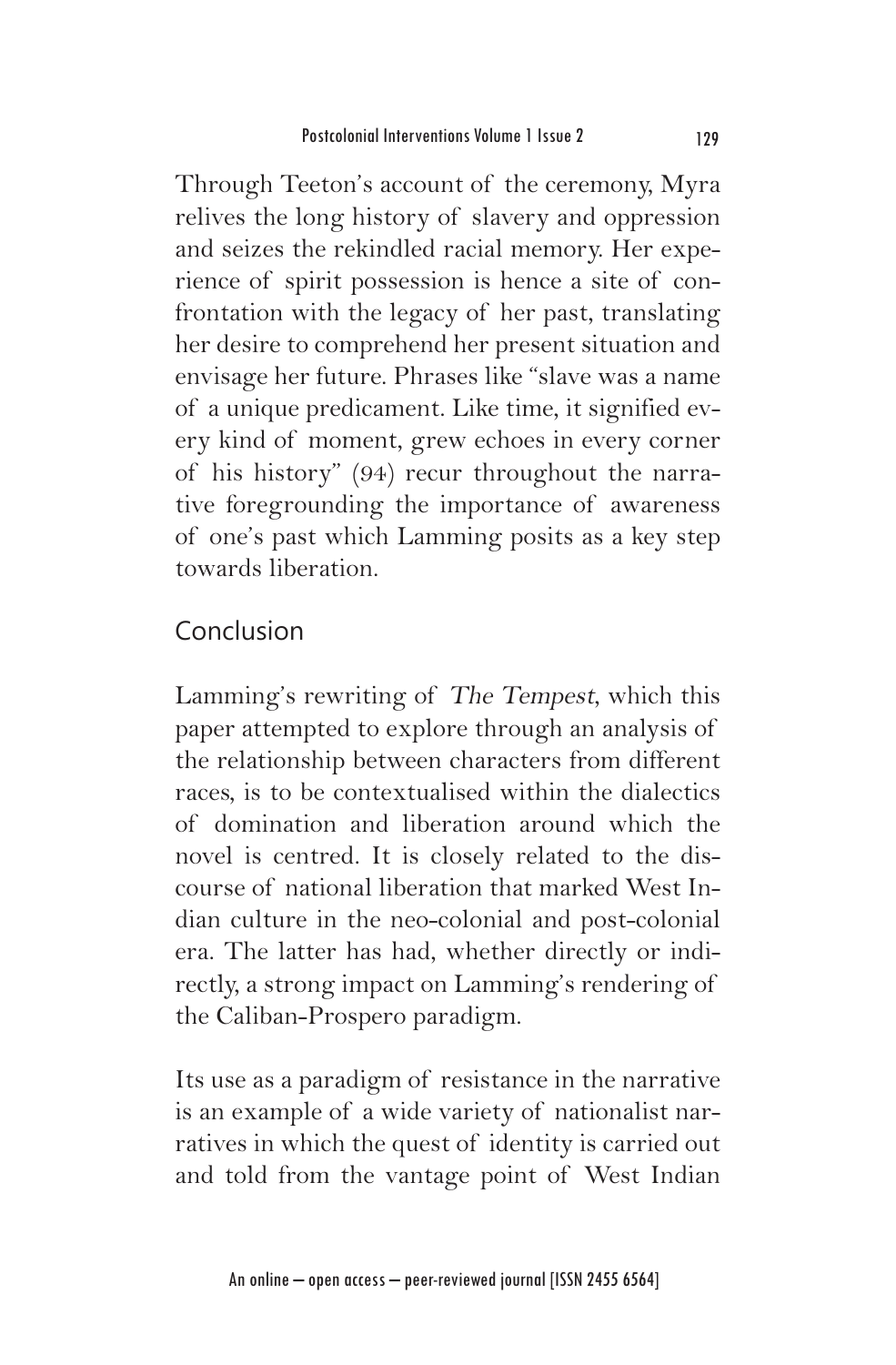Through Teeton's account of the ceremony, Myra relives the long history of slavery and oppression and seizes the rekindled racial memory. Her experience of spirit possession is hence a site of confrontation with the legacy of her past, translating her desire to comprehend her present situation and envisage her future. Phrases like "slave was a name of a unique predicament. Like time, it signified every kind of moment, grew echoes in every corner of his history" (94) recur throughout the narrative foregrounding the importance of awareness of one's past which Lamming posits as a key step towards liberation.

## Conclusion

Lamming's rewriting of *The Tempest*, which this paper attempted to explore through an analysis of the relationship between characters from different races, is to be contextualised within the dialectics of domination and liberation around which the novel is centred. It is closely related to the discourse of national liberation that marked West Indian culture in the neo-colonial and post-colonial era. The latter has had, whether directly or indirectly, a strong impact on Lamming's rendering of the Caliban-Prospero paradigm.

Its use as a paradigm of resistance in the narrative is an example of a wide variety of nationalist narratives in which the quest of identity is carried out and told from the vantage point of West Indian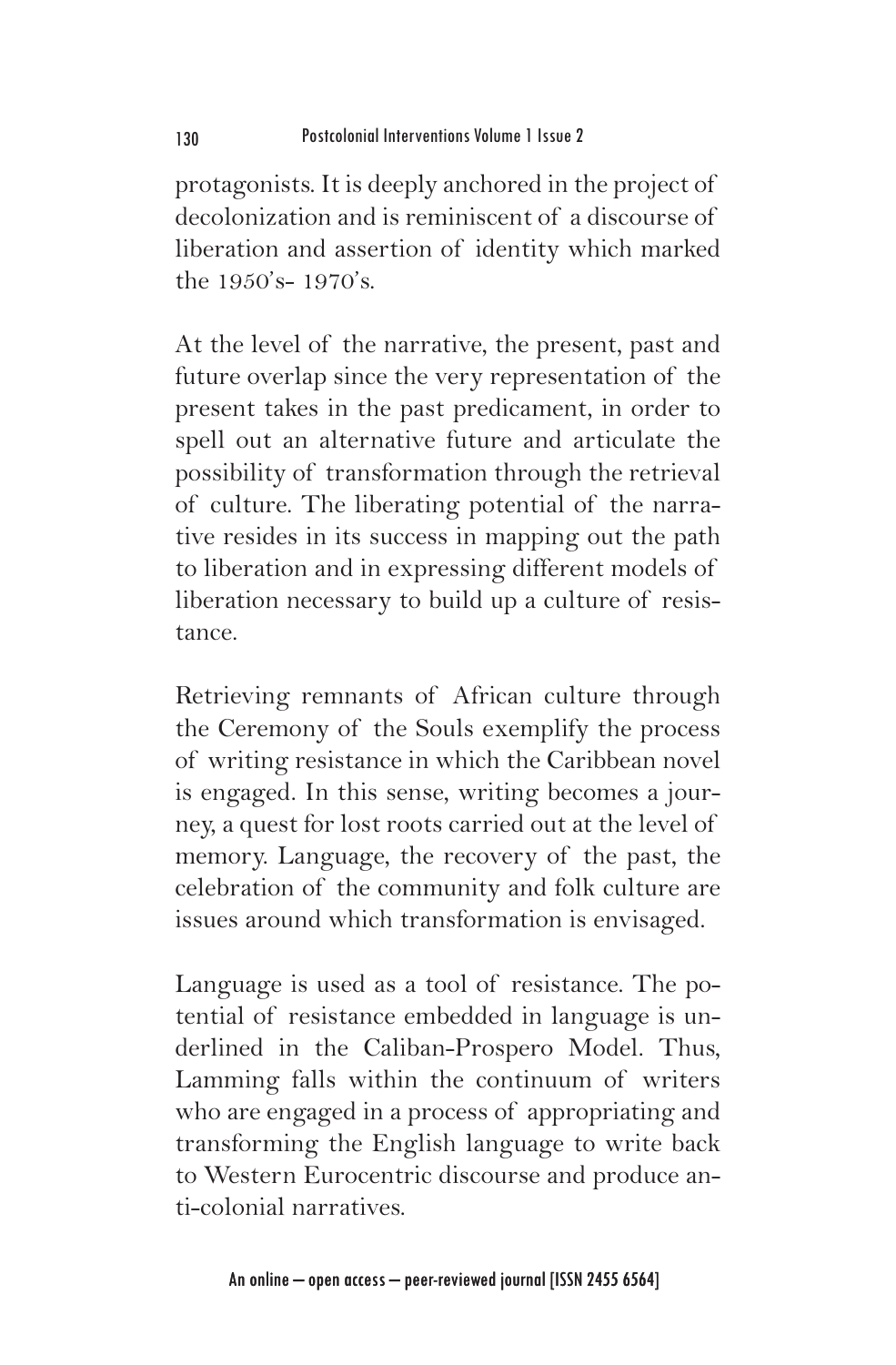protagonists. It is deeply anchored in the project of decolonization and is reminiscent of a discourse of liberation and assertion of identity which marked the 1950's- 1970's.

At the level of the narrative, the present, past and future overlap since the very representation of the present takes in the past predicament, in order to spell out an alternative future and articulate the possibility of transformation through the retrieval of culture. The liberating potential of the narrative resides in its success in mapping out the path to liberation and in expressing different models of liberation necessary to build up a culture of resistance.

Retrieving remnants of African culture through the Ceremony of the Souls exemplify the process of writing resistance in which the Caribbean novel is engaged. In this sense, writing becomes a journey, a quest for lost roots carried out at the level of memory. Language, the recovery of the past, the celebration of the community and folk culture are issues around which transformation is envisaged.

Language is used as a tool of resistance. The potential of resistance embedded in language is underlined in the Caliban-Prospero Model. Thus, Lamming falls within the continuum of writers who are engaged in a process of appropriating and transforming the English language to write back to Western Eurocentric discourse and produce anti-colonial narratives.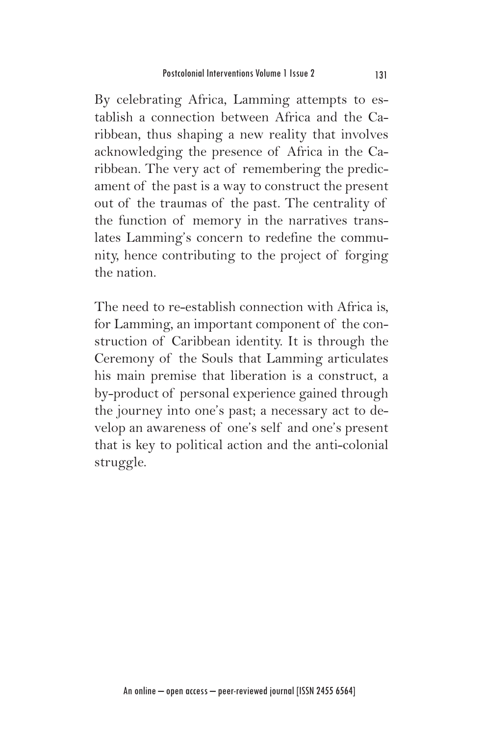By celebrating Africa, Lamming attempts to establish a connection between Africa and the Caribbean, thus shaping a new reality that involves acknowledging the presence of Africa in the Caribbean. The very act of remembering the predicament of the past is a way to construct the present out of the traumas of the past. The centrality of the function of memory in the narratives translates Lamming's concern to redefine the community, hence contributing to the project of forging the nation.

The need to re-establish connection with Africa is, for Lamming, an important component of the construction of Caribbean identity. It is through the Ceremony of the Souls that Lamming articulates his main premise that liberation is a construct, a by-product of personal experience gained through the journey into one's past; a necessary act to develop an awareness of one's self and one's present that is key to political action and the anti-colonial struggle.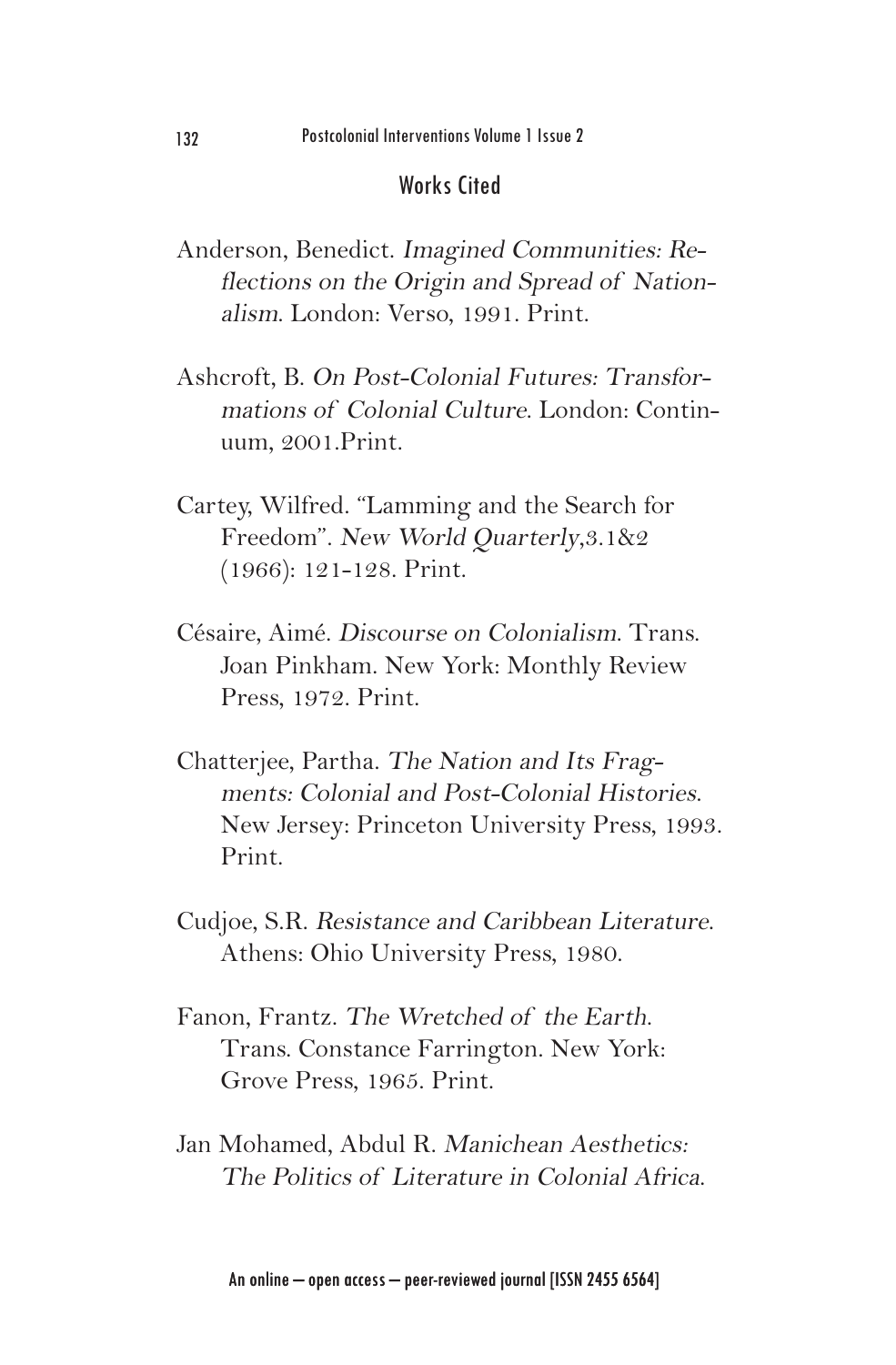## Works Cited

Anderson, Benedict. *Imagined Communities: Reflections on the Origin and Spread of Nationalism*. London: Verso, 1991. Print.

Ashcroft, B. *On Post-Colonial Futures: Transformations of Colonial Culture*. London: Continuum, 2001.Print.

Cartey, Wilfred. "Lamming and the Search for Freedom". *New World Quarterly*,3.1&2 (1966): 121-128. Print.

Césaire, Aimé. *Discourse on Colonialism*. Trans. Joan Pinkham. New York: Monthly Review Press, 1972. Print.

Chatterjee, Partha. *The Nation and Its Fragments: Colonial and Post-Colonial Histories*. New Jersey: Princeton University Press, 1993. Print.

Cudjoe, S.R. *Resistance and Caribbean Literature*. Athens: Ohio University Press, 1980.

Fanon, Frantz. *The Wretched of the Earth*. Trans. Constance Farrington. New York: Grove Press, 1965. Print.

Jan Mohamed, Abdul R. *Manichean Aesthetics: The Politics of Literature in Colonial Africa*.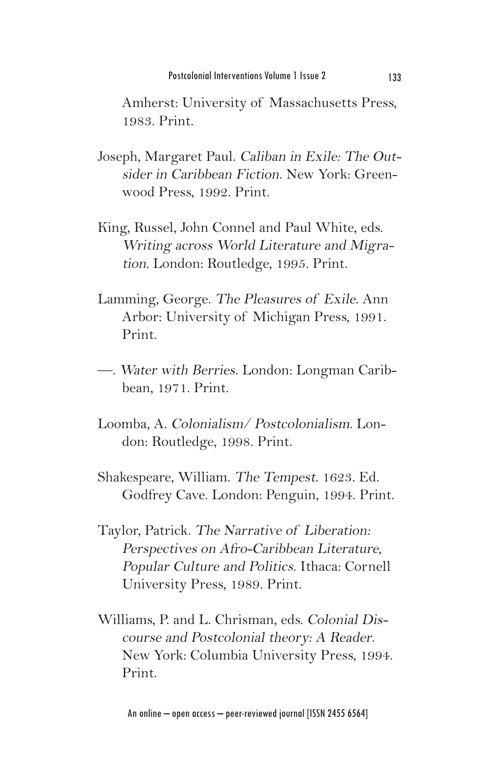Amherst: University of Massachusetts Press, 1983. Print.

Joseph, Margaret Paul. *Caliban in Exile: The Outsider in Caribbean Fiction*. New York: Greenwood Press, 1992. Print.

King, Russel, John Connel and Paul White, eds. *Writing across World Literature and Migration*. London: Routledge, 1995. Print.

Lamming, George. *The Pleasures of Exile*. Ann Arbor: University of Michigan Press, 1991. Print.

—. *Water with Berries*. London: Longman Caribbean, 1971. Print.

Loomba, A. *Colonialism/ Postcolonialism*. London: Routledge, 1998. Print.

Shakespeare, William. *The Tempest*. 1623. Ed. Godfrey Cave. London: Penguin, 1994. Print.

Taylor, Patrick. *The Narrative of Liberation: Perspectives on Afro-Caribbean Literature, Popular Culture and Politics*. Ithaca: Cornell University Press, 1989. Print.

Williams, P. and L. Chrisman, eds. *Colonial Discourse and Postcolonial theory: A Reader*. New York: Columbia University Press, 1994. Print.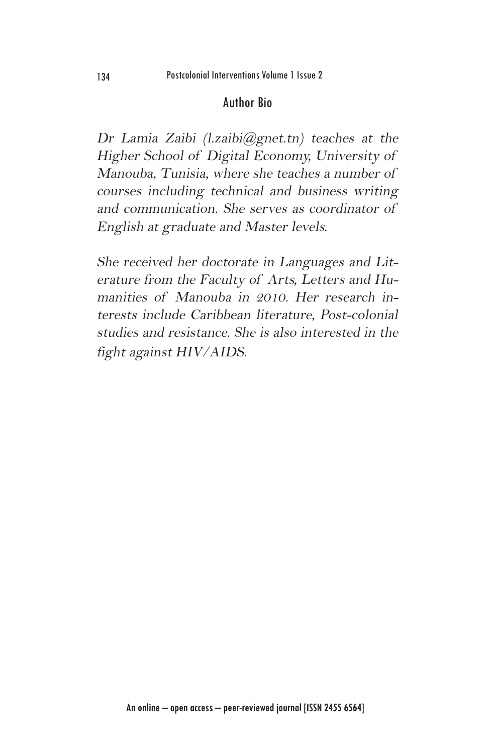## Author Bio

*Dr Lamia Zaibi (l.zaibi@gnet.tn) teaches at the Higher School of Digital Economy, University of Manouba, Tunisia, where she teaches a number of courses including technical and business writing and communication. She serves as coordinator of English at graduate and Master levels.*

*She received her doctorate in Languages and Literature from the Faculty of Arts, Letters and Humanities of Manouba in 2010. Her research interests include Caribbean literature, Post-colonial studies and resistance. She is also interested in the fight against HIV/AIDS.*